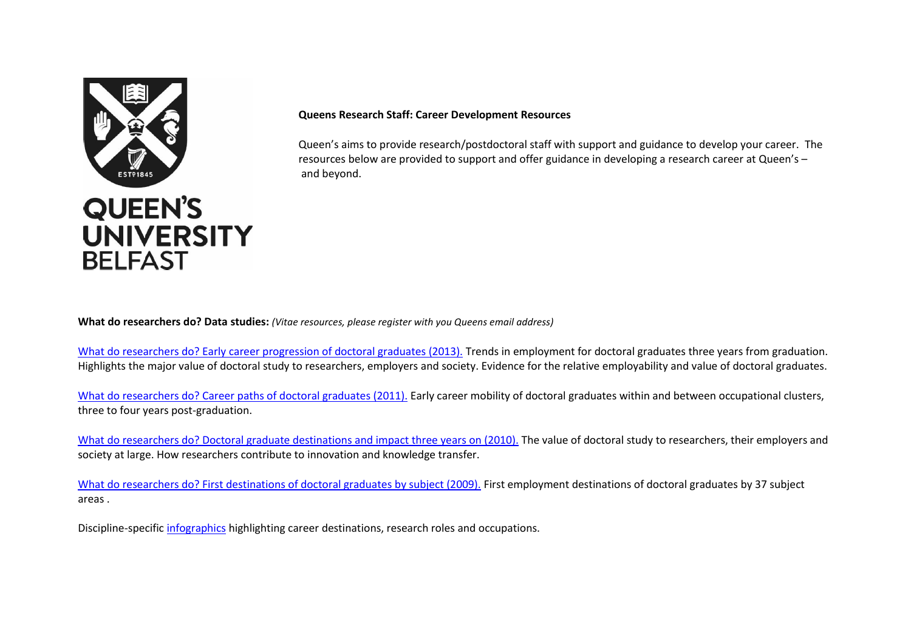QUEEN'S UNIVERSITY BELFAST

**Queens Research Staff: Career Development Resources**

Queen's aims to provide research/postdoctoral staff with support and guidance to develop your career. The resources below are provided to support and offer guidance in developing a research career at Queen's – and beyond.

**What do researchers do? Data studies:** *(Vitae resources, please register with you Queens email address)*

What do researchers do? Early career progression of doctoral graduates (2013). Trends in employment for doctoral graduates three years from graduation. Highlights the major value of doctoral study to researchers, employers and society. Evidence for the relative employability and value of doctoral graduates.

What do researchers do? Career paths of doctoral graduates (2011). Early career mobility of doctoral graduates within and between occupational clusters, three to four years post-graduation.

What do researchers do? Doctoral graduate destinations and impact three years on (2010). The value of doctoral study to researchers, their employers and society at large. How researchers contribute to innovation and knowledge transfer.

What do researchers do? First destinations of doctoral graduates by subject (2009). First employment destinations of doctoral graduates by 37 subject areas .

Discipline-specific infographics highlighting career destinations, research roles and occupations.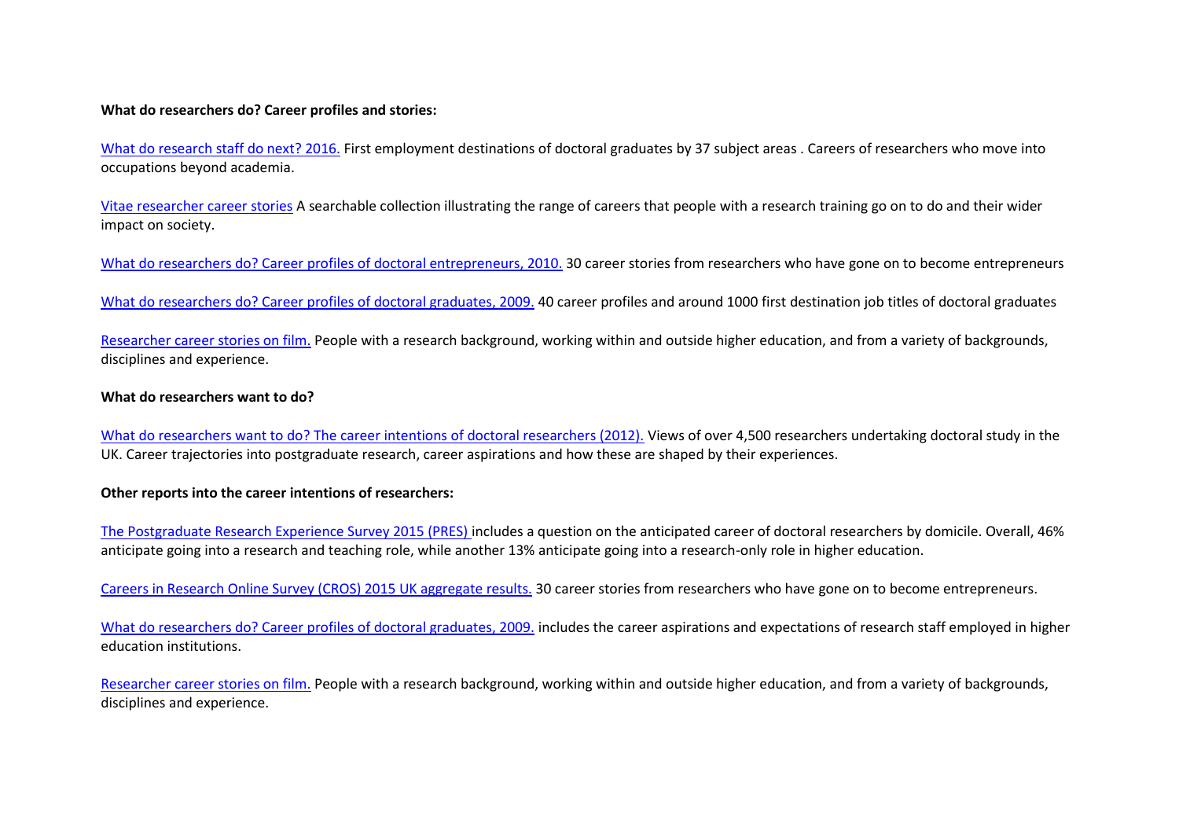**What do researchers do? Career profiles and stories:**

What do research staff do next? 2016. First employment destinations of doctoral graduates by 37 subject areas . Careers of researchers who move into occupations beyond academia.

Vitae researcher career stories A searchable collection illustrating the range of careers that people with a research training go on to do and their wider impact on society.

What do researchers do? Career profiles of doctoral entrepreneurs, 2010. 30 career stories from researchers who have gone on to become entrepreneurs

What do researchers do? Career profiles of doctoral graduates, 2009. 40 career profiles and around 1000 first destination job titles of doctoral graduates

Researcher career stories on film. People with a research background, working within and outside higher education, and from a variety of backgrounds, disciplines and experience.

**What do researchers want to do?**

What do researchers want to do? The career intentions of doctoral researchers (2012). Views of over 4,500 researchers undertaking doctoral study in the UK. Career trajectories into postgraduate research, career aspirations and how these are shaped by their experiences.

**Other reports into the career intentions of researchers:**

The Postgraduate Research Experience Survey 2015 (PRES) includes a question on the anticipated career of doctoral researchers by domicile. Overall, 46% anticipate going into a research and teaching role, while another 13% anticipate going into a research-only role in higher education.

Careers in Research Online Survey (CROS) 2015 UK aggregate results. 30 career stories from researchers who have gone on to become entrepreneurs.

What do researchers do? Career profiles of doctoral graduates, 2009. includes the career aspirations and expectations of research staff employed in higher education institutions.

Researcher career stories on film. People with a research background, working within and outside higher education, and from a variety of backgrounds, disciplines and experience.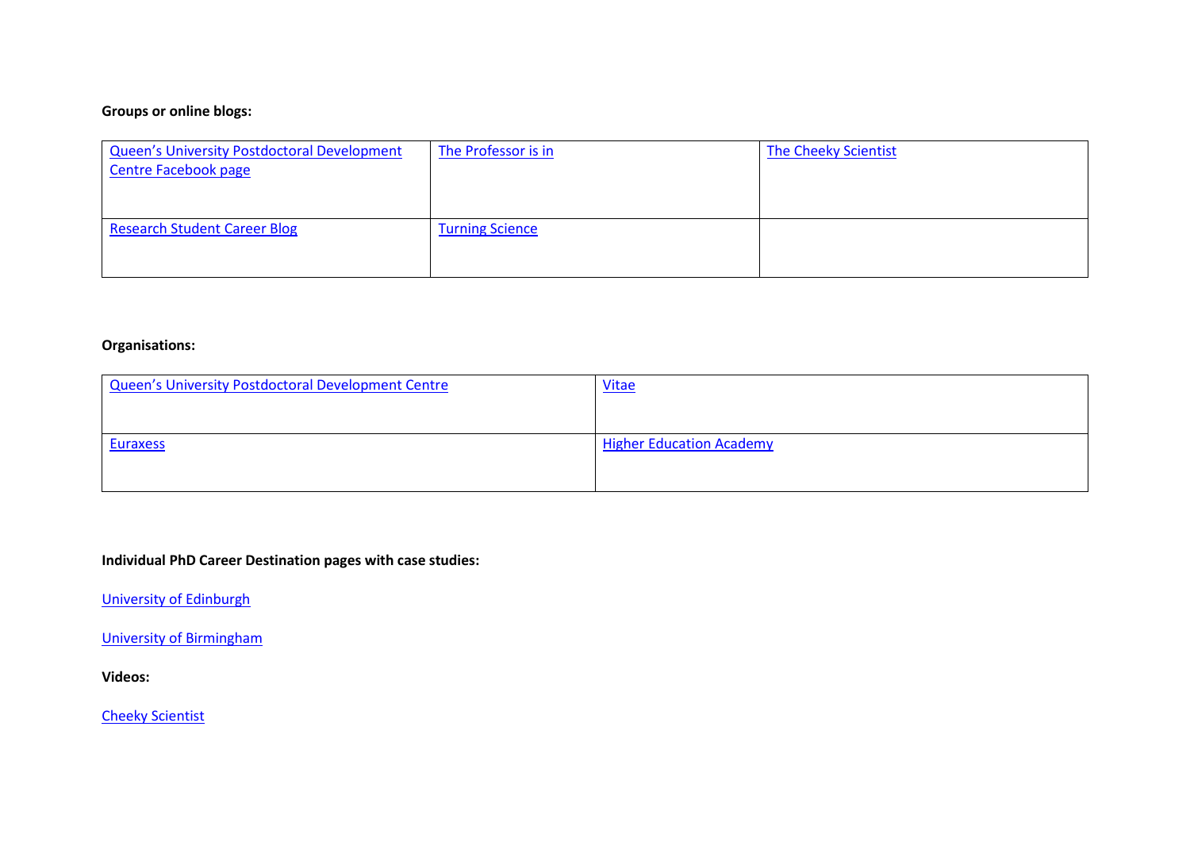**Groups or online blogs:**

| | | |
|---|---|---|
| Queen's University Postdoctoral Development Centre Facebook page | The Professor is in | The Cheeky Scientist |
| Research Student Career Blog | Turning Science | |

**Organisations:**

| | |
|---|---|
| Queen's University Postdoctoral Development Centre | Vitae |
| Euraxess | Higher Education Academy |

**Individual PhD Career Destination pages with case studies:**

University of Edinburgh

University of Birmingham

**Videos:**

Cheeky Scientist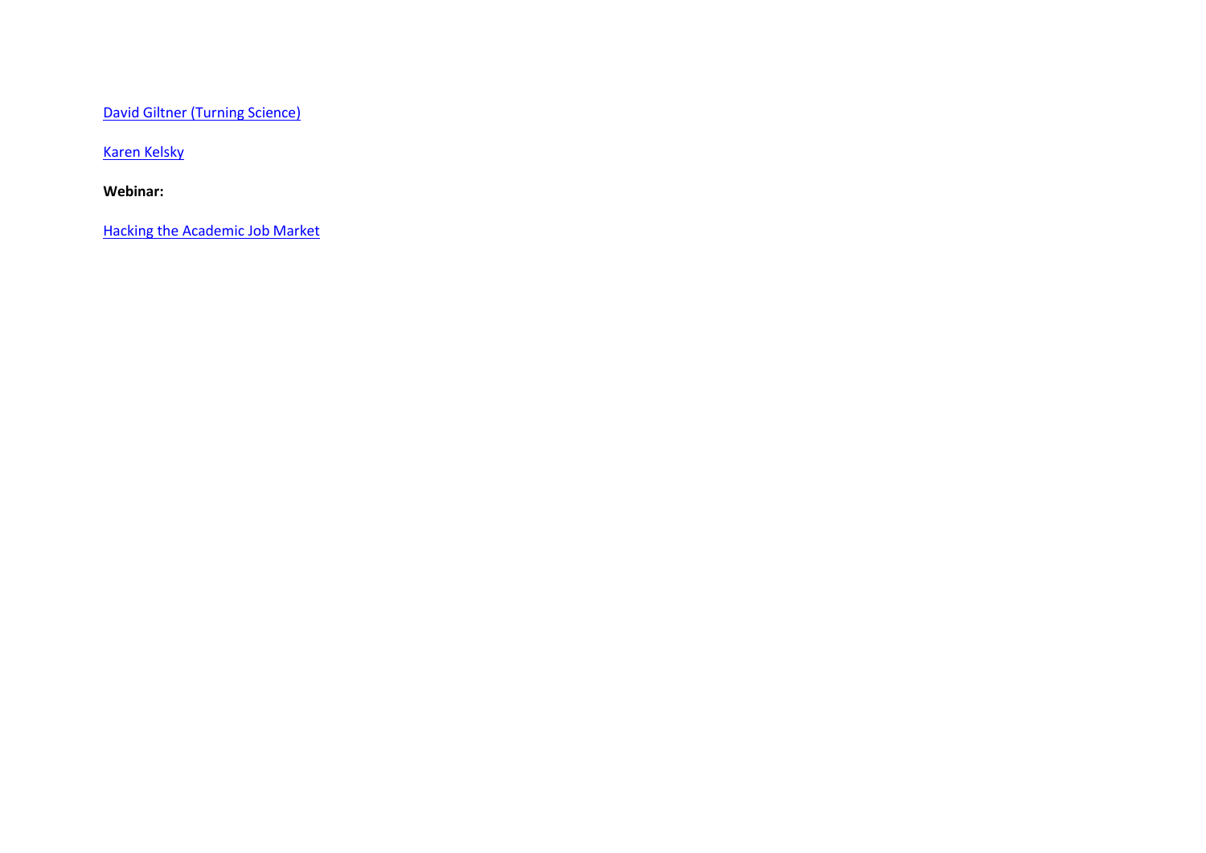David Giltner (Turning Science)

Karen Kelsky

**Webinar:**

Hacking the Academic Job Market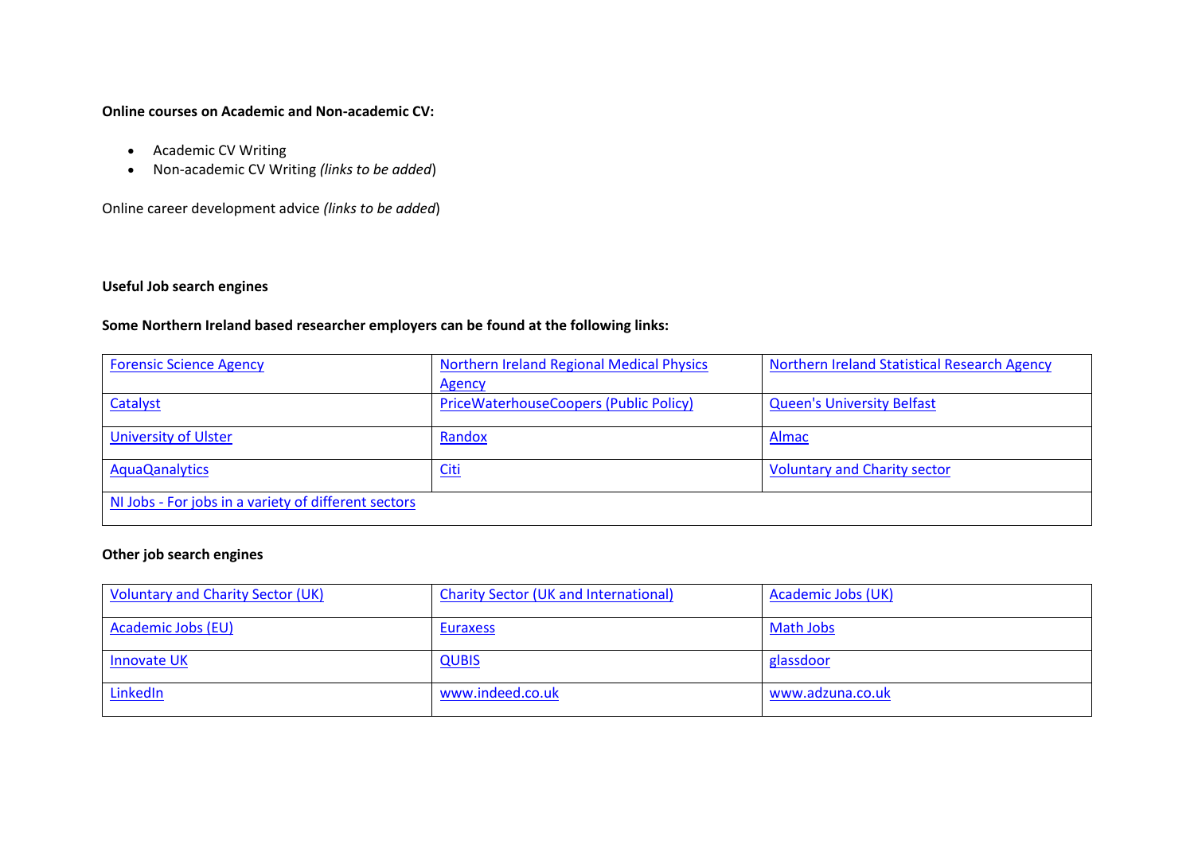**Online courses on Academic and Non-academic CV:**

- Academic CV Writing
- Non-academic CV Writing *(links to be added*)

Online career development advice *(links to be added*)

**Useful Job search engines**

**Some Northern Ireland based researcher employers can be found at the following links:**

| | | |
|---|---|---|
| Forensic Science Agency | Northern Ireland Regional Medical Physics Agency | Northern Ireland Statistical Research Agency |
| Catalyst | PriceWaterhouseCoopers (Public Policy) | Queen's University Belfast |
| University of Ulster | Randox | Almac |
| AquaQanalytics | Citi | Voluntary and Charity sector |
| NI Jobs - For jobs in a variety of different sectors | | |

**Other job search engines**

| | | |
|---|---|---|
| Voluntary and Charity Sector (UK) | Charity Sector (UK and International) | Academic Jobs (UK) |
| Academic Jobs (EU) | Euraxess | Math Jobs |
| Innovate UK | QUBIS | glassdoor |
| LinkedIn | www.indeed.co.uk | www.adzuna.co.uk |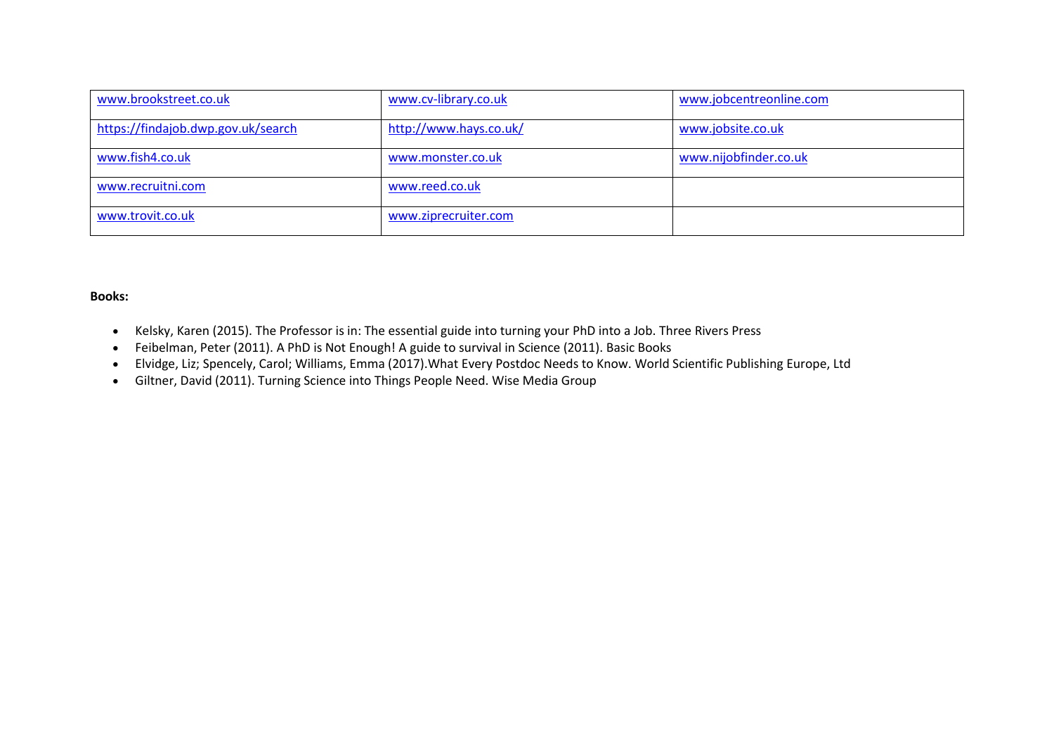| | | |
|---|---|---|
| www.brookstreet.co.uk | www.cv-library.co.uk | www.jobcentreonline.com |
| https://findajob.dwp.gov.uk/search | http://www.hays.co.uk/ | www.jobsite.co.uk |
| www.fish4.co.uk | www.monster.co.uk | www.nijobfinder.co.uk |
| www.recruitni.com | www.reed.co.uk | |
| www.trovit.co.uk | www.ziprecruiter.com | |

**Books:**

- Kelsky, Karen (2015). The Professor is in: The essential guide into turning your PhD into a Job. Three Rivers Press
- Feibelman, Peter (2011). A PhD is Not Enough! A guide to survival in Science (2011). Basic Books
- Elvidge, Liz; Spencely, Carol; Williams, Emma (2017).What Every Postdoc Needs to Know. World Scientific Publishing Europe, Ltd
- Giltner, David (2011). Turning Science into Things People Need. Wise Media Group